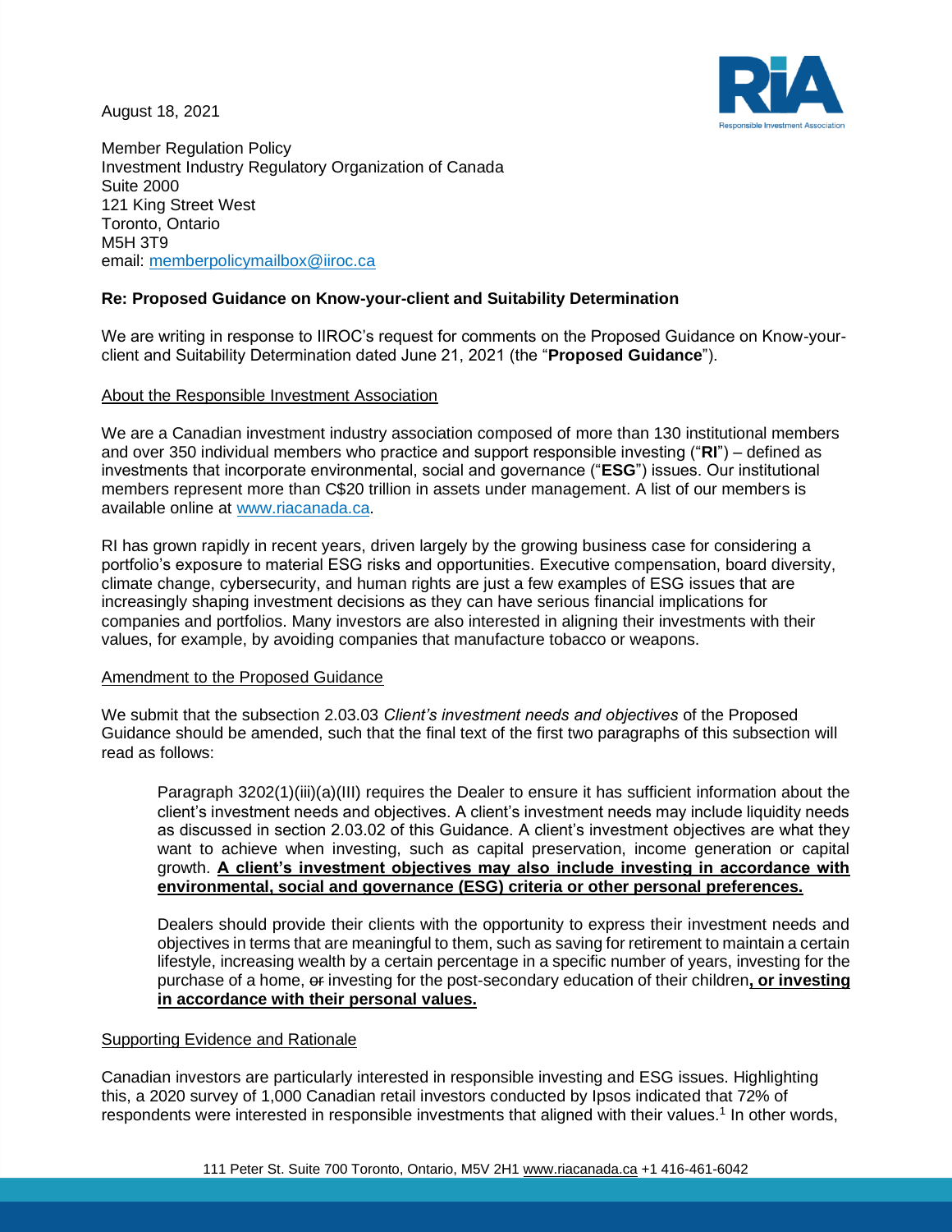August 18, 2021

Member Regulation Policy
Investment Industry Regulatory Organization of Canada
Suite 2000
121 King Street West
Toronto, Ontario
M5H 3T9
email: memberpolicymailbox@iiroc.ca

**Re: Proposed Guidance on Know-your-client and Suitability Determination**

We are writing in response to IIROC's request for comments on the Proposed Guidance on Know-your-client and Suitability Determination dated June 21, 2021 (the "**Proposed Guidance**").

About the Responsible Investment Association

We are a Canadian investment industry association composed of more than 130 institutional members and over 350 individual members who practice and support responsible investing ("**RI**") – defined as investments that incorporate environmental, social and governance ("**ESG**") issues. Our institutional members represent more than C$20 trillion in assets under management. A list of our members is available online at www.riacanada.ca.

RI has grown rapidly in recent years, driven largely by the growing business case for considering a portfolio's exposure to material ESG risks and opportunities. Executive compensation, board diversity, climate change, cybersecurity, and human rights are just a few examples of ESG issues that are increasingly shaping investment decisions as they can have serious financial implications for companies and portfolios. Many investors are also interested in aligning their investments with their values, for example, by avoiding companies that manufacture tobacco or weapons.

Amendment to the Proposed Guidance

We submit that the subsection 2.03.03 *Client's investment needs and objectives* of the Proposed Guidance should be amended, such that the final text of the first two paragraphs of this subsection will read as follows:

> Paragraph 3202(1)(iii)(a)(III) requires the Dealer to ensure it has sufficient information about the client's investment needs and objectives. A client's investment needs may include liquidity needs as discussed in section 2.03.02 of this Guidance. A client's investment objectives are what they want to achieve when investing, such as capital preservation, income generation or capital growth. **A client's investment objectives may also include investing in accordance with environmental, social and governance (ESG) criteria or other personal preferences.**
>
> Dealers should provide their clients with the opportunity to express their investment needs and objectives in terms that are meaningful to them, such as saving for retirement to maintain a certain lifestyle, increasing wealth by a certain percentage in a specific number of years, investing for the purchase of a home, ~~or~~ investing for the post-secondary education of their children**, or investing in accordance with their personal values.**

Supporting Evidence and Rationale

Canadian investors are particularly interested in responsible investing and ESG issues. Highlighting this, a 2020 survey of 1,000 Canadian retail investors conducted by Ipsos indicated that 72% of respondents were interested in responsible investments that aligned with their values.[1] In other words,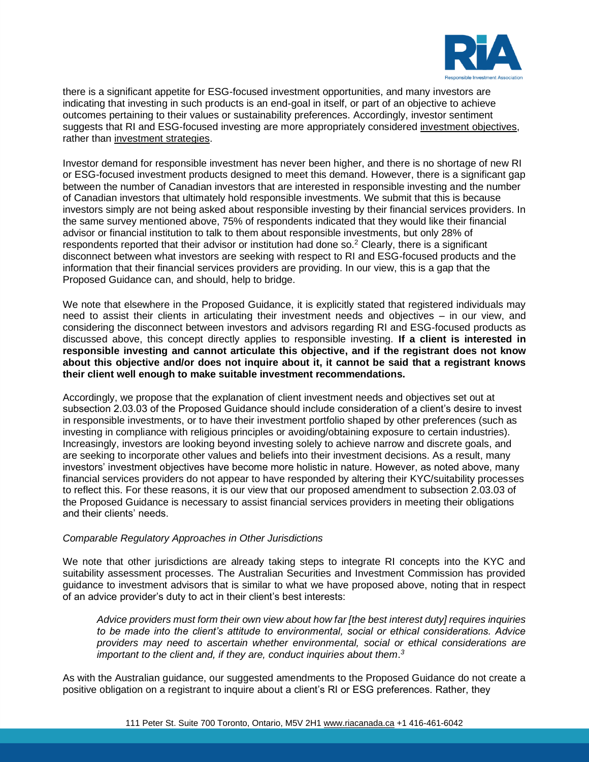there is a significant appetite for ESG-focused investment opportunities, and many investors are indicating that investing in such products is an end-goal in itself, or part of an objective to achieve outcomes pertaining to their values or sustainability preferences. Accordingly, investor sentiment suggests that RI and ESG-focused investing are more appropriately considered investment objectives, rather than investment strategies.

Investor demand for responsible investment has never been higher, and there is no shortage of new RI or ESG-focused investment products designed to meet this demand. However, there is a significant gap between the number of Canadian investors that are interested in responsible investing and the number of Canadian investors that ultimately hold responsible investments. We submit that this is because investors simply are not being asked about responsible investing by their financial services providers. In the same survey mentioned above, 75% of respondents indicated that they would like their financial advisor or financial institution to talk to them about responsible investments, but only 28% of respondents reported that their advisor or institution had done so.[2] Clearly, there is a significant disconnect between what investors are seeking with respect to RI and ESG-focused products and the information that their financial services providers are providing. In our view, this is a gap that the Proposed Guidance can, and should, help to bridge.

We note that elsewhere in the Proposed Guidance, it is explicitly stated that registered individuals may need to assist their clients in articulating their investment needs and objectives – in our view, and considering the disconnect between investors and advisors regarding RI and ESG-focused products as discussed above, this concept directly applies to responsible investing. **If a client is interested in responsible investing and cannot articulate this objective, and if the registrant does not know about this objective and/or does not inquire about it, it cannot be said that a registrant knows their client well enough to make suitable investment recommendations.**

Accordingly, we propose that the explanation of client investment needs and objectives set out at subsection 2.03.03 of the Proposed Guidance should include consideration of a client's desire to invest in responsible investments, or to have their investment portfolio shaped by other preferences (such as investing in compliance with religious principles or avoiding/obtaining exposure to certain industries). Increasingly, investors are looking beyond investing solely to achieve narrow and discrete goals, and are seeking to incorporate other values and beliefs into their investment decisions. As a result, many investors' investment objectives have become more holistic in nature. However, as noted above, many financial services providers do not appear to have responded by altering their KYC/suitability processes to reflect this. For these reasons, it is our view that our proposed amendment to subsection 2.03.03 of the Proposed Guidance is necessary to assist financial services providers in meeting their obligations and their clients' needs.

*Comparable Regulatory Approaches in Other Jurisdictions*

We note that other jurisdictions are already taking steps to integrate RI concepts into the KYC and suitability assessment processes. The Australian Securities and Investment Commission has provided guidance to investment advisors that is similar to what we have proposed above, noting that in respect of an advice provider's duty to act in their client's best interests:

> *Advice providers must form their own view about how far [the best interest duty] requires inquiries to be made into the client's attitude to environmental, social or ethical considerations. Advice providers may need to ascertain whether environmental, social or ethical considerations are important to the client and, if they are, conduct inquiries about them.*[3]

As with the Australian guidance, our suggested amendments to the Proposed Guidance do not create a positive obligation on a registrant to inquire about a client's RI or ESG preferences. Rather, they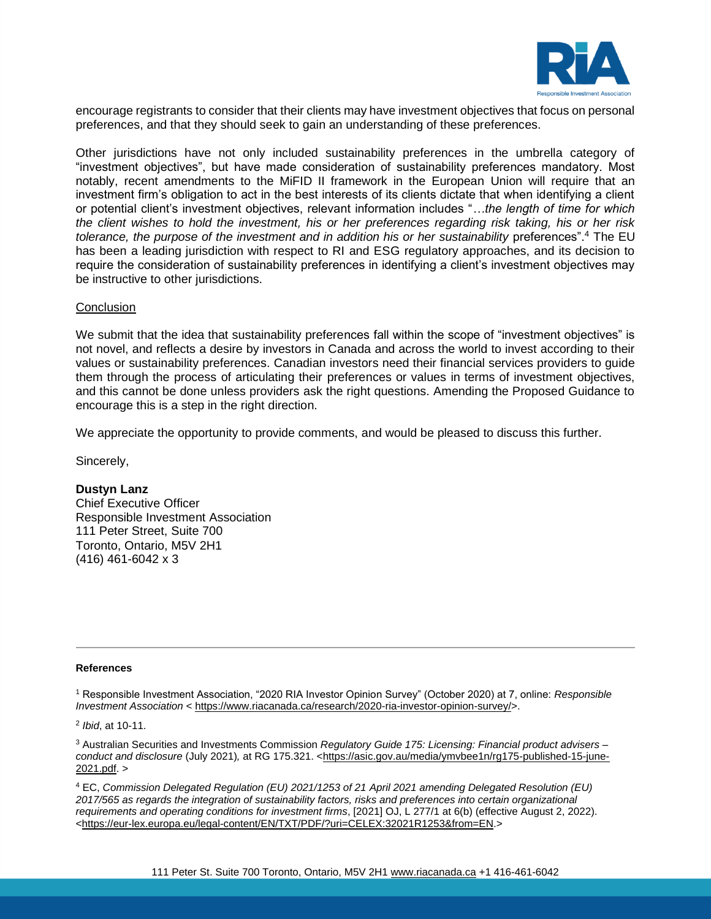encourage registrants to consider that their clients may have investment objectives that focus on personal preferences, and that they should seek to gain an understanding of these preferences.

Other jurisdictions have not only included sustainability preferences in the umbrella category of "investment objectives", but have made consideration of sustainability preferences mandatory. Most notably, recent amendments to the MiFID II framework in the European Union will require that an investment firm's obligation to act in the best interests of its clients dictate that when identifying a client or potential client's investment objectives, relevant information includes "*…the length of time for which the client wishes to hold the investment, his or her preferences regarding risk taking, his or her risk tolerance, the purpose of the investment and in addition his or her sustainability* preferences".[4] The EU has been a leading jurisdiction with respect to RI and ESG regulatory approaches, and its decision to require the consideration of sustainability preferences in identifying a client's investment objectives may be instructive to other jurisdictions.

## Conclusion

We submit that the idea that sustainability preferences fall within the scope of "investment objectives" is not novel, and reflects a desire by investors in Canada and across the world to invest according to their values or sustainability preferences. Canadian investors need their financial services providers to guide them through the process of articulating their preferences or values in terms of investment objectives, and this cannot be done unless providers ask the right questions. Amending the Proposed Guidance to encourage this is a step in the right direction.

We appreciate the opportunity to provide comments, and would be pleased to discuss this further.

Sincerely,

**Dustyn Lanz**
Chief Executive Officer
Responsible Investment Association
111 Peter Street, Suite 700
Toronto, Ontario, M5V 2H1
(416) 461-6042 x 3

---

**References**

[1] Responsible Investment Association, "2020 RIA Investor Opinion Survey" (October 2020) at 7, online: *Responsible Investment Association* < https://www.riacanada.ca/research/2020-ria-investor-opinion-survey/>.

[2] *Ibid*, at 10-11.

[3] Australian Securities and Investments Commission *Regulatory Guide 175: Licensing: Financial product advisers – conduct and disclosure* (July 2021), at RG 175.321. <https://asic.gov.au/media/ymvbee1n/rg175-published-15-june-2021.pdf. >

[4] EC, *Commission Delegated Regulation (EU) 2021/1253 of 21 April 2021 amending Delegated Resolution (EU) 2017/565 as regards the integration of sustainability factors, risks and preferences into certain organizational requirements and operating conditions for investment firms*, [2021] OJ, L 277/1 at 6(b) (effective August 2, 2022). <https://eur-lex.europa.eu/legal-content/EN/TXT/PDF/?uri=CELEX:32021R1253&from=EN.>